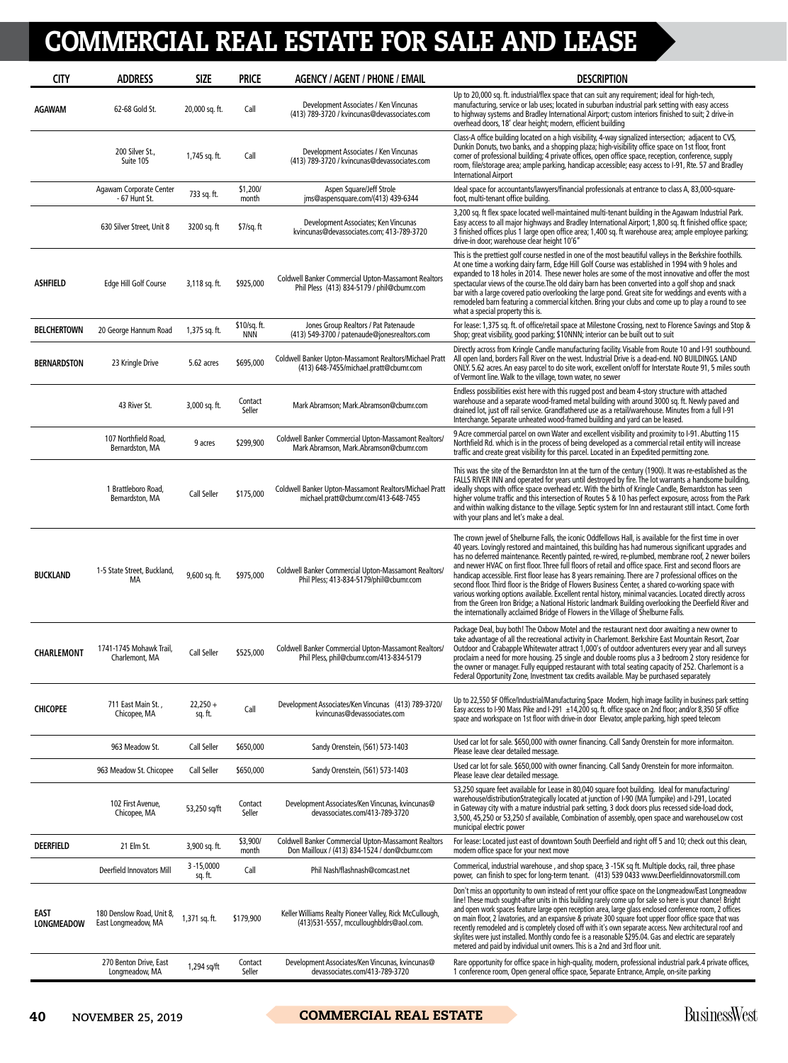# COMMERCIAL REAL ESTATE FOR SALE AND LEASE

| CITY | ADDRESS | SIZE | PRICE | AGENCY / AGENT / PHONE / EMAIL | DESCRIPTION |
|---|---|---|---|---|---|
| AGAWAM | 62-68 Gold St. | 20,000 sq. ft. | Call | Development Associates / Ken Vincunas (413) 789-3720 / kvincunas@devassociates.com | Up to 20,000 sq. ft. industrial/flex space that can suit any requirement; ideal for high-tech, manufacturing, service or lab uses; located in suburban industrial park setting with easy access to highway systems and Bradley International Airport; custom interiors finished to suit; 2 drive-in overhead doors, 18' clear height; modern, efficient building |
| | 200 Silver St., Suite 105 | 1,745 sq. ft. | Call | Development Associates / Ken Vincunas (413) 789-3720 / kvincunas@devassociates.com | Class-A office building located on a high visibility, 4-way signalized intersection; adjacent to CVS, Dunkin Donuts, two banks, and a shopping plaza; high-visibility office space on 1st floor, front corner of professional building; 4 private offices, open office space, reception, conference, supply room, file/storage area; ample parking, handicap accessible; easy access to I-91, Rte. 57 and Bradley International Airport |
| | Agawam Corporate Center - 67 Hunt St. | 733 sq. ft. | $1,200/ month | Aspen Square/Jeff Strole jms@aspensquare.com/(413) 439-6344 | Ideal space for accountants/lawyers/financial professionals at entrance to class A, 83,000-square-foot, multi-tenant office building. |
| | 630 Silver Street, Unit 8 | 3200 sq. ft | $7/sq. ft | Development Associates; Ken Vincunas kvincunas@devassociates.com; 413-789-3720 | 3,200 sq. ft flex space located well-maintained multi-tenant building in the Agawam Industrial Park. Easy access to all major highways and Bradley International Airport; 1,800 sq. ft finished office space; 3 finished offices plus 1 large open office area; 1,400 sq. ft warehouse area; ample employee parking; drive-in door; warehouse clear height 10'6" |
| ASHFIELD | Edge Hill Golf Course | 3,118 sq. ft. | $925,000 | Coldwell Banker Commercial Upton-Massamont Realtors Phil Pless (413) 834-5179 / phil@cbumr.com | This is the prettiest golf course nestled in one of the most beautiful valleys in the Berkshire foothills. At one time a working dairy farm, Edge Hill Golf Course was established in 1994 with 9 holes and expanded to 18 holes in 2014. These newer holes are some of the most innovative and offer the most spectacular views of the course.The old dairy barn has been converted into a golf shop and snack bar with a large covered patio overlooking the large pond. Great site for weddings and events with a remodeled barn featuring a commercial kitchen. Bring your clubs and come up to play a round to see what a special property this is. |
| BELCHERTOWN | 20 George Hannum Road | 1,375 sq. ft. | $10/sq. ft. NNN | Jones Group Realtors / Pat Patenaude (413) 549-3700 / patenaude@jonesrealtors.com | For lease: 1,375 sq. ft. of office/retail space at Milestone Crossing, next to Florence Savings and Stop & Shop; great visibility, good parking; $10NNN; interior can be built out to suit |
| BERNARDSTON | 23 Kringle Drive | 5.62 acres | $695,000 | Coldwell Banker Upton-Massamont Realtors/Michael Pratt (413) 648-7455/michael.pratt@cbumr.com | Directly across from Kringle Candle manufacturing facility. Visable from Route 10 and I-91 southbound. All open land, borders Fall River on the west. Industrial Drive is a dead-end. NO BUILDINGS. LAND ONLY. 5.62 acres. An easy parcel to do site work, excellent on/off for Interstate Route 91, 5 miles south of Vermont line. Walk to the village, town water, no sewer |
| | 43 River St. | 3,000 sq. ft. | Contact Seller | Mark Abramson; Mark.Abramson@cbumr.com | Endless possibilities exist here with this rugged post and beam 4-story structure with attached warehouse and a separate wood-framed metal building with around 3000 sq. ft. Newly paved and drained lot, just off rail service. Grandfathered use as a retail/warehouse. Minutes from a full I-91 Interchange. Separate unheated wood-framed building and yard can be leased. |
| | 107 Northfield Road, Bernardston, MA | 9 acres | $299,900 | Coldwell Banker Commercial Upton-Massamont Realtors/ Mark Abramson, Mark.Abramson@cbumr.com | 9 Acre commercial parcel on own Water and excellent visibility and proximity to I-91. Abutting 115 Northfield Rd. which is in the process of being developed as a commercial retail entity will increase traffic and create great visibility for this parcel. Located in an Expedited permitting zone. |
| | 1 Brattleboro Road, Bernardston, MA | Call Seller | $175,000 | Coldwell Banker Upton-Massamont Realtors/Michael Pratt michael.pratt@cbumr.com/413-648-7455 | This was the site of the Bernardston Inn at the turn of the century (1900). It was re-established as the FALLS RIVER INN and operated for years until destroyed by fire. The lot warrants a handsome building, ideally shops with office space overhead etc. With the birth of Kringle Candle, Bernardston has seen higher volume traffic and this intersection of Routes 5 & 10 has perfect exposure, across from the Park and within walking distance to the village. Septic system for Inn and restaurant still intact. Come forth with your plans and let's make a deal. |
| BUCKLAND | 1-5 State Street, Buckland, MA | 9,600 sq. ft. | $975,000 | Coldwell Banker Commercial Upton-Massamont Realtors/ Phil Pless; 413-834-5179/phil@cbumr.com | The crown jewel of Shelburne Falls, the iconic Oddfellows Hall, is available for the first time in over 40 years. Lovingly restored and maintained, this building has had numerous significant upgrades and has no deferred maintenance. Recently painted, re-wired, re-plumbed, membrane roof, 2 newer boilers and newer HVAC on first floor. Three full floors of retail and office space. First and second floors are handicap accessible. First floor lease has 8 years remaining. There are 7 professional offices on the second floor. Third floor is the Bridge of Flowers Business Center, a shared co-working space with various working options available. Excellent rental history, minimal vacancies. Located directly across from the Green Iron Bridge; a National Historic landmark Building overlooking the Deerfield River and the internationally acclaimed Bridge of Flowers in the Village of Shelburne Falls. |
| CHARLEMONT | 1741-1745 Mohawk Trail, Charlemont, MA | Call Seller | $525,000 | Coldwell Banker Commercial Upton-Massamont Realtors/ Phil Pless, phil@cbumr.com/413-834-5179 | Package Deal, buy both! The Oxbow Motel and the restaurant next door awaiting a new owner to take advantage of all the recreational activity in Charlemont. Berkshire East Mountain Resort, Zoar Outdoor and Crabapple Whitewater attract 1,000's of outdoor adventurers every year and all surveys proclaim a need for more housing. 25 single and double rooms plus a 3 bedroom 2 story residence for the owner or manager. Fully equipped restaurant with total seating capacity of 252. Charlemont is a Federal Opportunity Zone, Investment tax credits available. May be purchased separately |
| CHICOPEE | 711 East Main St. , Chicopee, MA | 22,250 + sq. ft. | Call | Development Associates/Ken Vincunas (413) 789-3720/ kvincunas@devassociates.com | Up to 22,550 SF Office/Industrial/Manufacturing Space Modern, high image facility in business park setting Easy access to I-90 Mass Pike and I-291 ±14,200 sq. ft. office space on 2nd floor; and/or 8,350 SF office space and workspace on 1st floor with drive-in door Elevator, ample parking, high speed telecom |
| | 963 Meadow St. | Call Seller | $650,000 | Sandy Orenstein, (561) 573-1403 | Used car lot for sale. $650,000 with owner financing. Call Sandy Orenstein for more informaiton. Please leave clear detailed message. |
| | 963 Meadow St. Chicopee | Call Seller | $650,000 | Sandy Orenstein, (561) 573-1403 | Used car lot for sale. $650,000 with owner financing. Call Sandy Orenstein for more informaiton. Please leave clear detailed message. |
| | 102 First Avenue, Chicopee, MA | 53,250 sq/ft | Contact Seller | Development Associates/Ken Vincunas, kvincunas@ devassociates.com/413-789-3720 | 53,250 square feet available for Lease in 80,040 square foot building. Ideal for manufacturing/ warehouse/distributionStrategically located at junction of I-90 (MA Turnpike) and I-291, Located in Gateway city with a mature industrial park setting, 3 dock doors plus recessed side-load dock, 3,500, 45,250 or 53,250 sf available, Combination of assembly, open space and warehouseLow cost municipal electric power |
| DEERFIELD | 21 Elm St. | 3,900 sq. ft. | $3,900/ month | Coldwell Banker Commercial Upton-Massamont Realtors Don Mailloux / (413) 834-1524 / don@cbumr.com | For lease: Located just east of downtown South Deerfield and right off 5 and 10; check out this clean, modern office space for your next move |
| | Deerfield Innovators Mill | 3 -15,0000 sq. ft. | Call | Phil Nash/flashnash@comcast.net | Commerical, industrial warehouse , and shop space, 3 -15K sq ft. Multiple docks, rail, three phase power, can finish to spec for long-term tenant. (413) 539 0433 www.Deerfieldinnovatorsmill.com |
| EAST LONGMEADOW | 180 Denslow Road, Unit 8, East Longmeadow, MA | 1,371 sq. ft. | $179,900 | Keller Williams Realty Pioneer Valley, Rick McCullough, (413)531-5557, mcculloughbldrs@aol.com. | Don't miss an opportunity to own instead of rent your office space on the Longmeadow/East Longmeadow line! These much sought-after units in this building rarely come up for sale so here is your chance! Bright and open work spaces feature large open reception area, large glass enclosed conference room, 2 offices on main floor, 2 lavatories, and an expansive & private 300 square foot upper floor office space that was recently remodeled and is completely closed off with it's own separate access. New architectural roof and skylites were just installed. Monthly condo fee is a reasonable $295.04. Gas and electric are separately metered and paid by individual unit owners. This is a 2nd and 3rd floor unit. |
| | 270 Benton Drive, East Longmeadow, MA | 1,294 sq/ft | Contact Seller | Development Associates/Ken Vincunas, kvincunas@ devassociates.com/413-789-3720 | Rare opportunity for office space in high-quality, modern, professional industrial park.4 private offices, 1 conference room, Open general office space, Separate Entrance, Ample, on-site parking |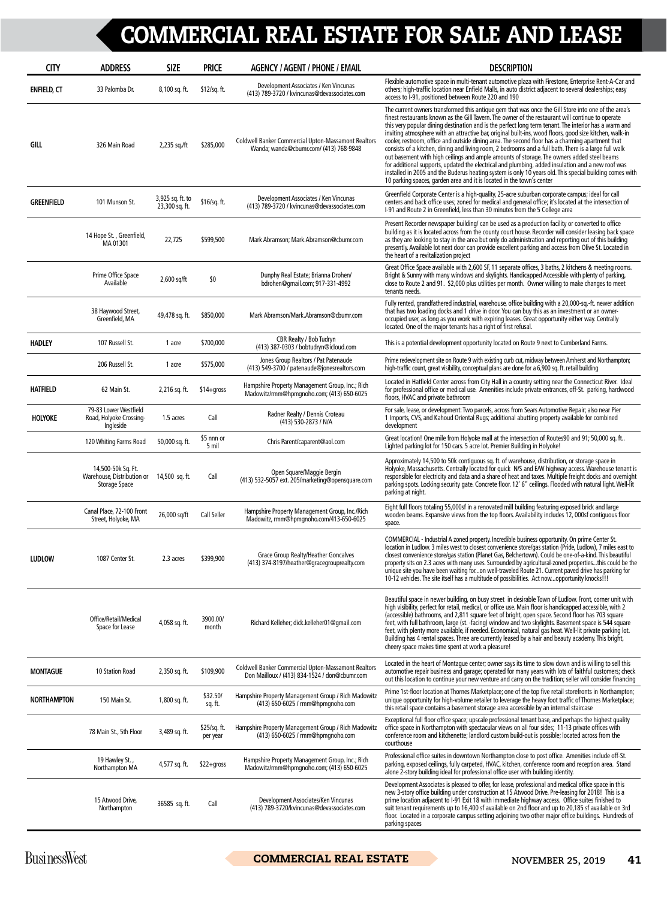# COMMERCIAL REAL ESTATE FOR SALE AND LEASE

| CITY | ADDRESS | SIZE | PRICE | AGENCY / AGENT / PHONE / EMAIL | DESCRIPTION |
|---|---|---|---|---|---|
| ENFIELD, CT | 33 Palomba Dr. | 8,100 sq. ft. | $12/sq. ft. | Development Associates / Ken Vincunas (413) 789-3720 / kvincunas@devassociates.com | Flexible automotive space in multi-tenant automotive plaza with Firestone, Enterprise Rent-A-Car and others; high-traffic location near Enfield Malls, in auto district adjacent to several dealerships; easy access to I-91, positioned between Route 220 and 190 |
| GILL | 326 Main Road | 2,235 sq./ft | $285,000 | Coldwell Banker Commercial Upton-Massamont Realtors Wanda; wanda@cbumr.com/ (413) 768-9848 | The current owners transformed this antique gem that was once the Gill Store into one of the area's finest restaurants known as the Gill Tavern. The owner of the restaurant will continue to operate this very popular dining destination and is the perfect long term tenant. The interior has a warm and inviting atmosphere with an attractive bar, original built-ins, wood floors, good size kitchen, walk-in cooler, restroom, office and outside dining area. The second floor has a charming apartment that consists of a kitchen, dining and living room, 2 bedrooms and a full bath. There is a large full walk out basement with high ceilings and ample amounts of storage. The owners added steel beams for additional supports, updated the electrical and plumbing, added insulation and a new roof was installed in 2005 and the Buderus heating system is only 10 years old. This special building comes with 10 parking spaces, garden area and it is located in the town's center |
| GREENFIELD | 101 Munson St. | 3,925 sq. ft. to 23,300 sq. ft. | $16/sq. ft. | Development Associates / Ken Vincunas (413) 789-3720 / kvincunas@devassociates.com | Greenfield Corporate Center is a high-quality, 25-acre suburban corporate campus; ideal for call centers and back office uses; zoned for medical and general office; it's located at the intersection of I-91 and Route 2 in Greenfield, less than 30 minutes from the 5 College area |
| | 14 Hope St. , Greenfield, MA 01301 | 22,725 | $599,500 | Mark Abramson; Mark.Abramson@cbumr.com | Present Recorder newspaper building/ can be used as a production facility or converted to office building as it is located across from the county court house. Recorder will consider leasing back space as they are looking to stay in the area but only do administration and reporting out of this building presently. Available lot next door can provide excellent parking and access from Olive St. Located in the heart of a revitalization project |
| | Prime Office Space Available | 2,600 sq/ft | $0 | Dunphy Real Estate; Brianna Drohen/ bdrohen@gmail.com; 917-331-4992 | Great Office Space available with 2,600 SF, 11 separate offices, 3 baths, 2 kitchens & meeting rooms. Bright & Sunny with many windows and skylights. Handicapped Accessible with plenty of parking, close to Route 2 and 91. $2,000 plus utilities per month. Owner willing to make changes to meet tenants needs. |
| | 38 Haywood Street, Greenfield, MA | 49,478 sq. ft. | $850,000 | Mark Abramson/Mark.Abramson@cbumr.com | Fully rented, grandfathered industrial, warehouse, office building with a 20,000-sq.-ft. newer addition that has two loading docks and 1 drive in door. You can buy this as an investment or an owner-occupied user, as long as you work with expiring leases. Great opportunity either way. Centrally located. One of the major tenants has a right of first refusal. |
| HADLEY | 107 Russell St. | 1 acre | $700,000 | CBR Realty / Bob Tudryn (413) 387-0303 / bobtudryn@icloud.com | This is a potential development opportunity located on Route 9 next to Cumberland Farms. |
| | 206 Russell St. | 1 acre | $575,000 | Jones Group Realtors / Pat Patenaude (413) 549-3700 / patenaude@jonesrealtors.com | Prime redevelopment site on Route 9 with existing curb cut, midway between Amherst and Northampton; high-traffic count, great visibility, conceptual plans are done for a 6,900 sq. ft. retail building |
| HATFIELD | 62 Main St. | 2,216 sq. ft. | $14+gross | Hampshire Property Management Group, Inc.; Rich Madowitz/rmm@hpmgnoho.com; (413) 650-6025 | Located in Hatfield Center across from City Hall in a country setting near the Connecticut River. Ideal for professional office or medical use. Amenities include private entrances, off-St. parking, hardwood floors, HVAC and private bathroom |
| HOLYOKE | 79-83 Lower Westfield Road, Holyoke Crossing-Ingleside | 1.5 acres | Call | Radner Realty / Dennis Croteau (413) 530-2873 / N/A | For sale, lease, or development: Two parcels, across from Sears Automotive Repair; also near Pier 1 Imports, CVS, and Kahoud Oriental Rugs; additional abutting property available for combined development |
| | 120 Whiting Farms Road | 50,000 sq. ft. | $5 nnn or 5 mil | Chris Parent/caparent@aol.com | Great location! One mile from Holyoke mall at the intersection of Routes90 and 91; 50,000 sq. ft.. Lighted parking lot for 150 cars. 5 acre lot. Premier Building in Holyoke! |
| | 14,500-50k Sq. Ft. Warehouse, Distribution or Storage Space | 14,500 sq. ft. | Call | Open Square/Maggie Bergin (413) 532-5057 ext. 205/marketing@opensquare.com | Approximately 14,500 to 50k contiguous sq. ft. of warehouse, distribution, or storage space in Holyoke, Massachusetts. Centrally located for quick N/S and E/W highway access. Warehouse tenant is responsible for electricity and data and a share of heat and taxes. Multiple freight docks and overnight parking spots. Locking security gate. Concrete floor. 12' 6" ceilings. Flooded with natural light. Well-lit parking at night. |
| | Canal Place, 72-100 Front Street, Holyoke, MA | 26,000 sq/ft | Call Seller | Hampshire Property Management Group, Inc./Rich Madowitz, rmm@hpmgnoho.com/413-650-6025 | Eight full floors totaling 55,000sf in a renovated mill building featuring exposed brick and large wooden beams. Expansive views from the top floors. Availability includes 12, 000sf contiguous floor space. |
| LUDLOW | 1087 Center St. | 2.3 acres | $399,900 | Grace Group Realty/Heather Goncalves (413) 374-8197/heather@gracegrouprealty.com | COMMERCIAL - Industrial A zoned property. Incredible business opportunity. On prime Center St. location in Ludlow. 3 miles west to closest convenience store/gas station (Pride, Ludlow), 7 miles east to closest convenience store/gas station (Planet Gas, Belchertown). Could be one-of-a-kind. This beautiful property sits on 2.3 acres with many uses. Surrounded by agricultural-zoned properties...this could be the unique site you have been waiting for...on well-traveled Route 21. Current paved drive has parking for 10-12 vehicles. The site itself has a multitude of possibilities. Act now...opportunity knocks!!! |
| | Office/Retail/Medical Space for Lease | 4,058 sq. ft. | 3900.00/ month | Richard Kelleher; dick.kelleher01@gmail.com | Beautiful space in newer building, on busy street in desirable Town of Ludlow. Front, corner unit with high visibility, perfect for retail, medical, or office use. Main floor is handicapped accessible, with 2 (accessible) bathrooms, and 2,811 square feet of bright, open space. Second floor has 703 square feet, with full bathroom, large (st. -facing) window and two skylights. Basement space is 544 square feet, with plenty more available, if needed. Economical, natural gas heat. Well-lit private parking lot. Building has 4 rental spaces. Three are currently leased by a hair and beauty academy. This bright, cheery space makes time spent at work a pleasure! |
| MONTAGUE | 10 Station Road | 2,350 sq. ft. | $109,900 | Coldwell Banker Commercial Upton-Massamont Realtors Don Mailloux / (413) 834-1524 / don@cbumr.com | Located in the heart of Montague center; owner says its time to slow down and is willing to sell this automotive repair business and garage; operated for many years with lots of faithful customers; check out this location to continue your new venture and carry on the tradition; seller will consider financing |
| NORTHAMPTON | 150 Main St. | 1,800 sq. ft. | $32.50/ sq. ft. | Hampshire Property Management Group / Rich Madowitz (413) 650-6025 / rmm@hpmgnoho.com | Prime 1st-floor location at Thornes Marketplace; one of the top five retail storefronts in Northampton; unique opportunity for high-volume retailer to leverage the heavy foot traffic of Thornes Marketplace; this retail space contains a basement storage area accessible by an internal staircase |
| | 78 Main St., 5th Floor | 3,489 sq. ft. | $25/sq. ft. per year | Hampshire Property Management Group / Rich Madowitz (413) 650-6025 / rmm@hpmgnoho.com | Exceptional full floor office space; upscale professional tenant base, and perhaps the highest quality office space in Northampton with spectacular views on all four sides; 11-13 private offices with conference room and kitchenette; landlord custom build-out is possible; located across from the courthouse |
| | 19 Hawley St. , Northampton MA | 4,577 sq. ft. | $22+gross | Hampshire Property Management Group, Inc.; Rich Madowitz/rmm@hpmgnoho.com; (413) 650-6025 | Professional office suites in downtown Northampton close to post office. Amenities include off-St. parking, exposed ceilings, fully carpeted, HVAC, kitchen, conference room and reception area. Stand alone 2-story building ideal for professional office user with building identity. |
| | 15 Atwood Drive, Northampton | 36585 sq. ft. | Call | Development Associates/Ken Vincunas (413) 789-3720/kvincunas@devassociates.com | Development Associates is pleased to offer, for lease, professional and medical office space in this new 3-story office building under construction at 15 Atwood Drive. Pre-leasing for 2018! This is a prime location adjacent to I-91 Exit 18 with immediate highway access. Office suites finished to suit tenant requirements up to 16,400 sf available on 2nd floor and up to 20,185 sf available on 3rd floor. Located in a corporate campus setting adjoining two other major office buildings. Hundreds of parking spaces |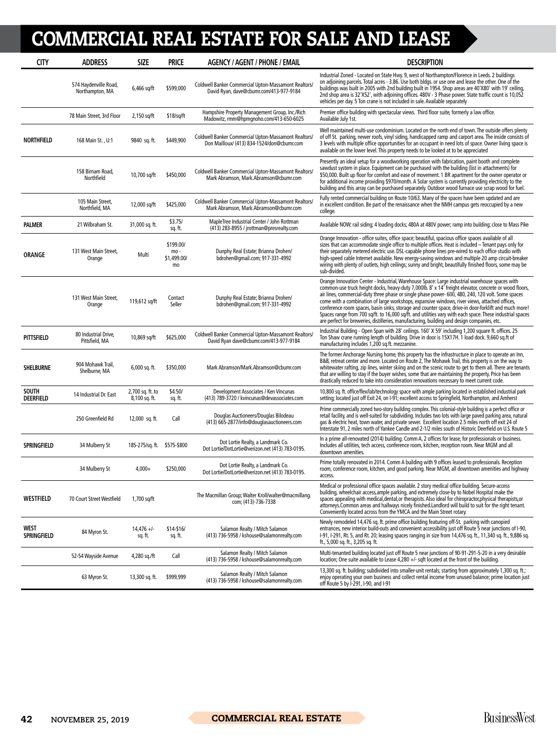# COMMERCIAL REAL ESTATE FOR SALE AND LEASE

| CITY | ADDRESS | SIZE | PRICE | AGENCY / AGENT / PHONE / EMAIL | DESCRIPTION |
|---|---|---|---|---|---|
| | 574 Haydenville Road, Northampton, MA | 6,466 sq/ft | $599,000 | Coldwell Banker Commercial Upton-Massamont Realtors/ David Ryan, dave@cbumr.com/413-977-9184 | Industrial Zoned - Located on State Hwy. 9, west of Northampton/Florence in Leeds. 2 buildings on adjoining parcels. Total acres - 3.86. Use both bldgs. or use one and lease the other. One of the buildings was built in 2005 with 2nd building built in 1954. Shop areas are 40'X80' with 19' ceiling, 2nd shop area is 32'X52', with adjoining offices. 480V - 3 Phase power. State traffic count is 10,052 vehicles per day. 5 Ton crane is not included in sale. Available separately |
| | 78 Main Street, 3rd Floor | 2,150 sq/ft | $18/sq/ft | Hampshire Property Management Group, Inc./Rich Madowitz, rmm@hpmgnoho.com/413-650-6025 | Premier office building with spectacular views. Third floor suite, formerly a law office. Available July 1st. |
| NORTHFIELD | 168 Main St. , U:1 | 9840 sq. ft. | $449,900 | Coldwell Banker Commercial Upton-Massamont Realtors/ Don Mailloux/ (413) 834-1524/don@cbumr.com | Well maintained multi-use condominium. Located on the north end of town. The outside offers plenty of off St. parking, newer roofs, vinyl siding, handicapped ramp and carport area. The inside consists of 3 levels with multiple office opportunities for an occupant in need lots of space. Owner living space is available on the lower level. This property needs to be looked at to be appreciated |
| | 158 Birnam Road, Northfield | 10,700 sq/ft | $450,000 | Coldwell Banker Commercial Upton-Massamont Realtors/ Mark Abramson, Mark.Abramson@cbumr.com | Presently an ideal setup for a woodworking operation with fabrication, paint booth and complete sawdust system in place. Equipment can be purchased with the building (list in attachments) for $50,000. Built up floor for comfort and ease of movement. 1 BR apartment for the owner operator or for additional income providing $970/month. A Solar system is currently providing electricity to the building and this array can be purchased separately. Outdoor wood furnace use scrap wood for fuel. |
| | 105 Main Street, Northfield, MA | 12,000 sq/ft | $425,000 | Coldwell Banker Commercial Upton-Massamont Realtors/ Mark Abramson, Mark.Abramson@cbumr.com | Fully rented commercial building on Route 10/63. Many of the spaces have been updated and are in excellent condition. Be part of the renaissance when the NMH campus gets reoccupied by a new college. |
| PALMER | 21 Wilbraham St. | 31,000 sq. ft. | $3.75/ sq. ft. | MapleTree Industrial Center / John Rottman (413) 283-8955 / jrottman@presrealty.com | Available NOW; rail siding; 4 loading docks; 480A at 480V power; ramp into building; close to Mass Pike |
| ORANGE | 131 West Main Street, Orange | Multi | $199.00/ mo - $1,499.00/ mo | Dunphy Real Estate; Brianna Drohen/ bdrohen@gmail.com; 917-331-4992 | Orange Innovation - office suites, office space; beautiful, spacious office spaces available of all sizes that can accommodate single office to multiple offices. Heat is included – Tenant pays only for their separately metered electric use. DSL-capable phone lines pre-wired to each office studio with high-speed cable Internet available. New energy-saving windows and multiple 20 amp circuit-breaker wiring with plenty of outlets, high ceilings; sunny and bright, beautifully finished floors, some may be sub-divided. |
| | 131 West Main Street, Orange | 119,612 sq/ft | Contact Seller | Dunphy Real Estate; Brianna Drohen/ bdrohen@gmail.com; 917-331-4992 | Orange Innovation Center - Industrial, Warehouse Space: Large industrial warehouse spaces with common-use truck height docks, heavy-duty 7,000lb. 8' x 14' freight elevator, concrete or wood floors, air lines, commercial-duty three phase or single phase power- 600, 480, 240, 120 volt. Some spaces come with a combination of large workshops, expansive windows, river views, attached offices, conference room spaces, basin sinks, storage and counter space, drive-in door-forklift and much more! Spaces range from 700 sq/ft. to 16,000 sq/ft. and utilities vary with each space. These industrial spaces are perfect for breweries, distilleries, manufacturing, building and design companies, etc. |
| PITTSFIELD | 80 Industrial Drive, Pittsfield, MA | 10,869 sq/ft | $625,000 | Coldwell Banker Commercial Upton-Massamont Realtors/ David Ryan dave@cbumr.com/413-977-9184 | Industrial Building - Open Span with 28' ceilings. 160' X 59' including 1,200 square ft. offices. 25 Ton Shaw crane running length of building. Drive in door is 15X17H. 1 load dock. 9,660 sq.ft of manufacturing includes 1,200 sq.ft. mezzanine. |
| SHELBURNE | 904 Mohawk Trail, Shelburne, MA | 6,000 sq. ft. | $350,000 | Mark Abramson/Mark.Abramson@cbumr.com | The former Anchorage Nursing home, this property has the infrastructure in place to operate an Inn, B&B, retreat center and more. Located on Route 2, The Mohawk Trail, this property is on the way to whitewater rafting, zip lines, winter skiing and on the scenic route to get to them all. There are tenants that are willing to stay if the buyer wishes, some that are maintaining the property. Price has been drastically reduced to take into consideration renovations necessary to meet current code. |
| SOUTH DEERFIELD | 14 Industrial Dr. East | 2,700 sq. ft. to 8,100 sq. ft. | $4.50/ sq. ft. | Development Associates / Ken Vincunas (413) 789-3720 / kvincunas@devassociates.com | 10,800 sq. ft. office/flex/lab/technology space with ample parking located in established industrial park setting; located just off Exit 24, on I-91; excellent access to Springfield, Northampton, and Amherst |
| | 250 Greenfield Rd | 12,000 sq. ft. | Call | Douglas Auctioneers/Douglas Bilodeau (413) 665-2877/info@douglasauctioneers.com | Prime commercially zoned two-story building complex. This colonial-style building is a perfect office or retail facility, and is well-suited for subdividing. Includes two lots with large paved parking area, natural gas & electric heat, town water, and private sewer. Excellent location 2.5 miles north off exit 24 of Interstate 91, 2 miles north of Yankee Candle and 2-1/2 miles south of Historic Deerfield on U.S. Route 5 |
| SPRINGFIELD | 34 Mulberry St | 185-275/sq. ft. | $575-$800 | Dot Lortie Realty, a Landmark Co. Dot Lortie/DotLortie@verizon.net (413) 783-0195. | In a prime all-renovated (2014) building. Comm A, 2 offices for lease, for professionals or business. Includes all utilities, tech access, conference room, kitchen, reception room. Near MGM and all downtown amenities. |
| | 34 Mulberry St | 4,000+ | $250,000 | Dot Lortie Realty, a Landmark Co. Dot Lortie/DotLortie@verizon.net (413) 783-0195. | Prime totally renovated in 2014. Comm A building with 9 offices leased to professionals. Reception room, conference room, kitchen, and good parking. Near MGM, all downtown amenities and highway access. |
| WESTFIELD | 70 Court Street Westfield | 1,700 sq/ft | | The Macmillan Group; Walter Kroll/walter@macmillang.com; (413)-736-7338 | Medical or professional office spaces available. 2 story medical office building. Secure-access building, wheelchair access,ample parking, and extremely close-by to Nobel Hospital make the spaces appealing with medical,dental,or therapists. Also ideal for chiropractor,physical therapists,or attorneys.Common areas and hallways nicely finished.Landlord will build to suit for the right tenant. Conveniently located across from the YMCA and the Main Street rotary. |
| WEST SPRINGFIELD | 84 Myron St. | 14,476 +/- sq. ft. | $14-$16/ sq. ft. | Salamon Realty / Mitch Salamon (413) 736-5958 / kshouse@salamonrealty.com | Newly remodeled 14,476 sq. ft. prime office building featuring off-St. parking with canopied entrances, new interior build-outs and convenient accessibility just off Route 5 near junctions of I-90, I-91, I-291, Rt. 5, and Rt. 20; leasing spaces ranging in size from 14,476 sq. ft., 11,340 sq. ft., 9,886 sq. ft., 5,000 sq. ft., 3,205 sq. ft. |
| | 52-54 Wayside Avenue | 4,280 sq./ft | Call | Salamon Realty / Mitch Salamon (413) 736-5958 / kshouse@salamonrealty.com | Multi-tenanted building located just off Route 5 near junctions of 90-91-291-5-20 in a very desirable location; One suite available to Lease 4,280 +/- sqft located at the front of the building. |
| | 63 Myron St. | 13,300 sq. ft. | $999,999 | Salamon Realty / Mitch Salamon (413) 736-5958 / kshouse@salamonrealty.com | 13,300 sq. ft. building; subdivided into smaller-unit rentals; starting from approximately 1,300 sq. ft.; enjoy operating your own business and collect rental income from unused balance; prime location just off Route 5 by I-291, I-90, and I-91 |